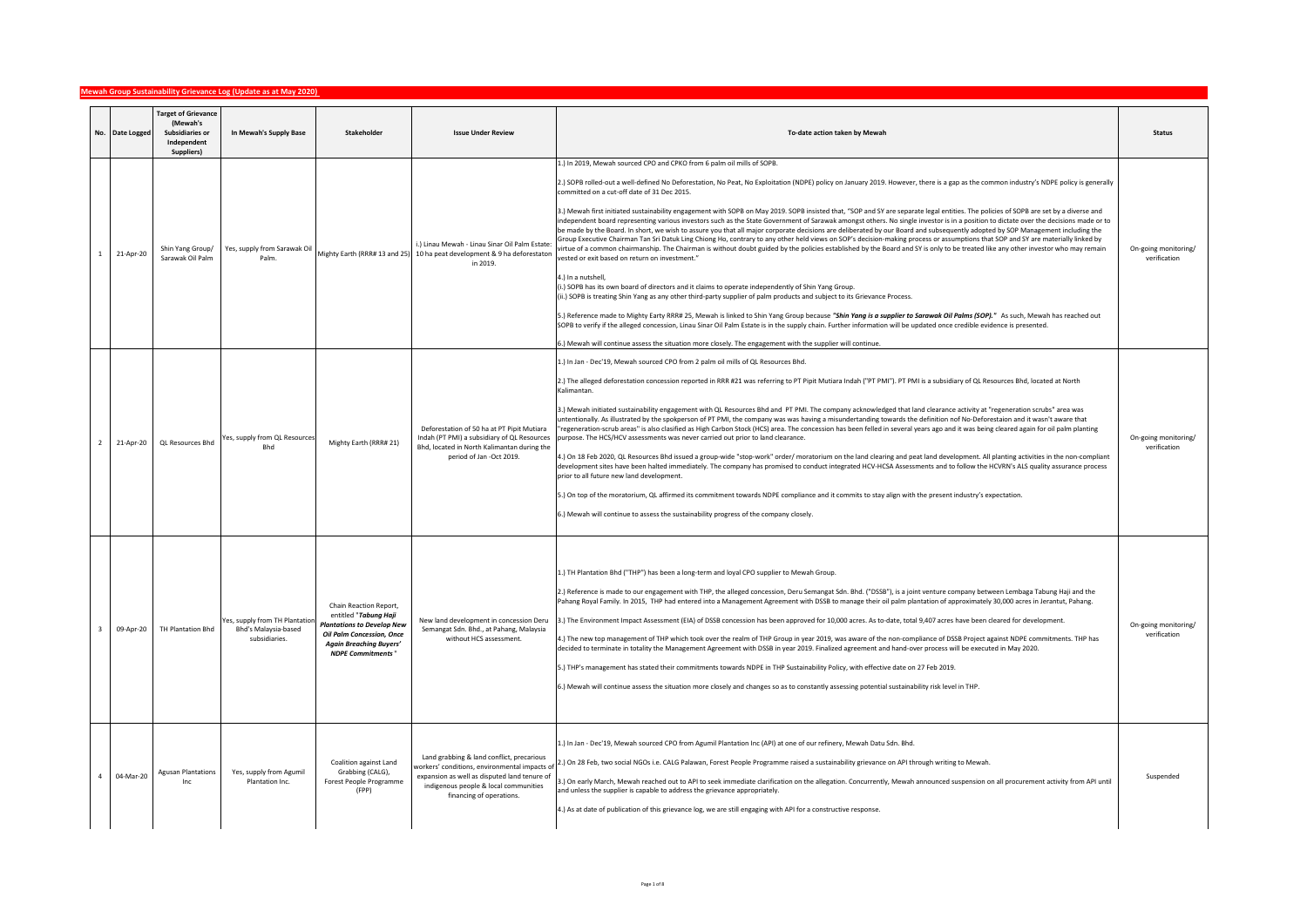## Mewah Group Sustainability Grievance Log (Update as at May 2020)

| No. | Date Logged | Target of Grievance (Mewah's Subsidiaries or Independent Suppliers) | In Mewah's Supply Base | Stakeholder | Issue Under Review | To-date action taken by Mewah | Status |
|---|---|---|---|---|---|---|---|
| 1 | 21-Apr-20 | Shin Yang Group/ Sarawak Oil Palm | Yes, supply from Sarawak Oil Palm. | Mighty Earth (RRR# 13 and 25) | i.) Linau Mewah - Linau Sinar Oil Palm Estate: 10 ha peat development & 9 ha deforestaton in 2019. | 1.) In 2019, Mewah sourced CPO and CPKO from 6 palm oil mills of SOPB.<br><br>2.) SOPB rolled-out a well-defined No Deforestation, No Peat, No Exploitation (NDPE) policy on January 2019. However, there is a gap as the common industry's NDPE policy is generally committed on a cut-off date of 31 Dec 2015.<br><br>3.) Mewah first initiated sustainability engagement with SOPB on May 2019. SOPB insisted that, "SOP and SY are separate legal entities. The policies of SOPB are set by a diverse and independent board representing various investors such as the State Government of Sarawak amongst others. No single investor is in a position to dictate over the decisions made or to be made by the Board. In short, we wish to assure you that all major corporate decisions are deliberated by our Board and subsequently adopted by SOP Management including the Group Executive Chairman Tan Sri Datuk Ling Chiong Ho, contrary to any other held views on SOP's decision-making process or assumptions that SOP and SY are materially linked by virtue of a common chairmanship. The Chairman is without doubt guided by the policies established by the Board and SY is only to be treated like any other investor who may remain vested or exit based on return on investment."<br><br>4.) In a nutshell,<br>(i.) SOPB has its own board of directors and it claims to operate independently of Shin Yang Group.<br>(ii.) SOPB is treating Shin Yang as any other third-party supplier of palm products and subject to its Grievance Process.<br><br>5.) Reference made to Mighty Earty RRR# 25, Mewah is linked to Shin Yang Group because ***"Shin Yang is a supplier to Sarawak Oil Palms (SOP)."*** As such, Mewah has reached out SOPB to verify if the alleged concession, Linau Sinar Oil Palm Estate is in the supply chain. Further information will be updated once credible evidence is presented.<br><br>6.) Mewah will continue assess the situation more closely. The engagement with the supplier will continue. | On-going monitoring/ verification |
| 2 | 21-Apr-20 | QL Resources Bhd | Yes, supply from QL Resources Bhd | Mighty Earth (RRR# 21) | Deforestation of 50 ha at PT Pipit Mutiara Indah (PT PMI) a subsidiary of QL Resources Bhd, located in North Kalimantan during the period of Jan -Oct 2019. | 1.) In Jan - Dec'19, Mewah sourced CPO from 2 palm oil mills of QL Resources Bhd.<br><br>2.) The alleged deforestation concession reported in RRR #21 was referring to PT Pipit Mutiara Indah ("PT PMI"). PT PMI is a subsidiary of QL Resources Bhd, located at North Kalimantan.<br><br>3.) Mewah initiated sustainability engagement with QL Resources Bhd and PT PMI. The company acknowledged that land clearance activity at "regeneration scrubs" area was untentionally. As illustrated by the spokperson of PT PMI, the company was was having a misundertanding towards the definition nof No-Deforestaion and it wasn't aware that "regeneration-scrub areas" is also clasified as High Carbon Stock (HCS) area. The concession has been felled in several years ago and it was being cleared again for oil palm planting purpose. The HCS/HCV assessments was never carried out prior to land clearance.<br><br>4.) On 18 Feb 2020, QL Resources Bhd issued a group-wide "stop-work" order/ moratorium on the land clearing and peat land development. All planting activities in the non-compliant development sites have been halted immediately. The company has promised to conduct integrated HCV-HCSA Assessments and to follow the HCVRN's ALS quality assurance process prior to all future new land development.<br><br>5.) On top of the moratorium, QL affirmed its commitment towards NDPE compliance and it commits to stay align with the present industry's expectation.<br><br>6.) Mewah will continue to assess the sustainability progress of the company closely. | On-going monitoring/ verification |
| 3 | 09-Apr-20 | TH Plantation Bhd | Yes, supply from TH Plantation Bhd's Malaysia-based subsidiaries. | Chain Reaction Report, entitled "***Tabung Haji Plantations to Develop New Oil Palm Concession, Once Again Breaching Buyers' NDPE Commitments***" | New land development in concession Deru Semangat Sdn. Bhd., at Pahang, Malaysia without HCS assessment. | 1.) TH Plantation Bhd ("THP") has been a long-term and loyal CPO supplier to Mewah Group.<br><br>2.) Reference is made to our engagement with THP, the alleged concession, Deru Semangat Sdn. Bhd. ("DSSB"), is a joint venture company between Lembaga Tabung Haji and the Pahang Royal Family. In 2015, THP had entered into a Management Agreement with DSSB to manage their oil palm plantation of approximately 30,000 acres in Jerantut, Pahang.<br><br>3.) The Environment Impact Assessment (EIA) of DSSB concession has been approved for 10,000 acres. As to-date, total 9,407 acres have been cleared for development.<br><br>4.) The new top management of THP which took over the realm of THP Group in year 2019, was aware of the non-compliance of DSSB Project against NDPE commitments. THP has decided to terminate in totality the Management Agreement with DSSB in year 2019. Finalized agreement and hand-over process will be executed in May 2020.<br><br>5.) THP's management has stated their commitments towards NDPE in THP Sustainability Policy, with effective date on 27 Feb 2019.<br><br>6.) Mewah will continue assess the situation more closely and changes so as to constantly assessing potential sustainability risk level in THP. | On-going monitoring/ verification |
| 4 | 04-Mar-20 | Agusan Plantations Inc | Yes, supply from Agumil Plantation Inc. | Coalition against Land Grabbing (CALG), Forest People Programme (FPP) | Land grabbing & land conflict, precarious workers' conditions, environmental impacts of expansion as well as disputed land tenure of indigenous people & local communities financing of operations. | 1.) In Jan - Dec'19, Mewah sourced CPO from Agumil Plantation Inc (API) at one of our refinery, Mewah Datu Sdn. Bhd.<br><br>2.) On 28 Feb, two social NGOs i.e. CALG Palawan, Forest People Programme raised a sustainability grievance on API through writing to Mewah.<br><br>3.) On early March, Mewah reached out to API to seek immediate clarification on the allegation. Concurrently, Mewah announced suspension on all procurement activity from API until and unless the supplier is capable to address the grievance appropriately.<br><br>4.) As at date of publication of this grievance log, we are still engaging with API for a constructive response. | Suspended |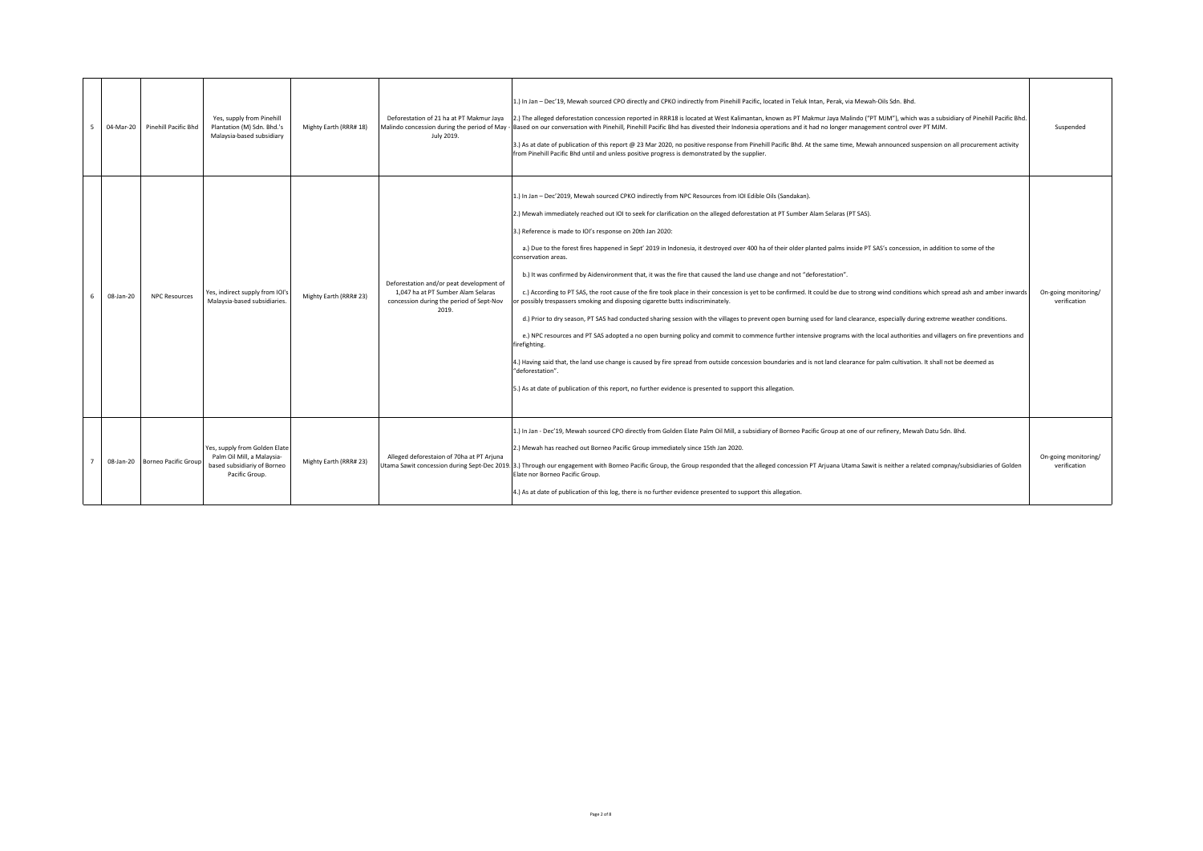| | | | | | | |
|---|---|---|---|---|---|---|
| 5 | 04-Mar-20 | Pinehill Pacific Bhd | Yes, supply from Pinehill Plantation (M) Sdn. Bhd.'s Malaysia-based subsidiary | Mighty Earth (RRR# 18) | Deforestation of 21 ha at PT Makmur Jaya Malindo concession during the period of May - July 2019. | 1.) In Jan – Dec'19, Mewah sourced CPO directly and CPKO indirectly from Pinehill Pacific, located in Teluk Intan, Perak, via Mewah-Oils Sdn. Bhd.<br><br>2.) The alleged deforestation concession reported in RRR18 is located at West Kalimantan, known as PT Makmur Jaya Malindo ("PT MJM"), which was a subsidiary of Pinehill Pacific Bhd. Based on our conversation with Pinehill, Pinehill Pacific Bhd has divested their Indonesia operations and it had no longer management control over PT MJM.<br><br>3.) As at date of publication of this report @ 23 Mar 2020, no positive response from Pinehill Pacific Bhd. At the same time, Mewah announced suspension on all procurement activity from Pinehill Pacific Bhd until and unless positive progress is demonstrated by the supplier. | Suspended |
| 6 | 08-Jan-20 | NPC Resources | Yes, indirect supply from IOI's Malaysia-based subsidiaries. | Mighty Earth (RRR# 23) | Deforestation and/or peat development of 1,047 ha at PT Sumber Alam Selaras concession during the period of Sept-Nov 2019. | 1.) In Jan – Dec'2019, Mewah sourced CPKO indirectly from NPC Resources from IOI Edible Oils (Sandakan).<br><br>2.) Mewah immediately reached out IOI to seek for clarification on the alleged deforestation at PT Sumber Alam Selaras (PT SAS).<br><br>3.) Reference is made to IOI's response on 20th Jan 2020:<br><br>a.) Due to the forest fires happened in Sept' 2019 in Indonesia, it destroyed over 400 ha of their older planted palms inside PT SAS's concession, in addition to some of the conservation areas.<br><br>b.) It was confirmed by Aidenvironment that, it was the fire that caused the land use change and not "deforestation".<br><br>c.) According to PT SAS, the root cause of the fire took place in their concession is yet to be confirmed. It could be due to strong wind conditions which spread ash and amber inwards or possibly trespassers smoking and disposing cigarette butts indiscriminately.<br><br>d.) Prior to dry season, PT SAS had conducted sharing session with the villages to prevent open burning used for land clearance, especially during extreme weather conditions.<br><br>e.) NPC resources and PT SAS adopted a no open burning policy and commit to commence further intensive programs with the local authorities and villagers on fire preventions and firefighting.<br><br>4.) Having said that, the land use change is caused by fire spread from outside concession boundaries and is not land clearance for palm cultivation. It shall not be deemed as "deforestation".<br><br>5.) As at date of publication of this report, no further evidence is presented to support this allegation. | On-going monitoring/ verification |
| 7 | 08-Jan-20 | Borneo Pacific Group | Yes, supply from Golden Elate Palm Oil Mill, a Malaysia-based subsidiariy of Borneo Pacific Group. | Mighty Earth (RRR# 23) | Alleged deforestaion of 70ha at PT Arjuna Utama Sawit concession during Sept-Dec 2019. | 1.) In Jan - Dec'19, Mewah sourced CPO directly from Golden Elate Palm Oil Mill, a subsidiary of Borneo Pacific Group at one of our refinery, Mewah Datu Sdn. Bhd.<br><br>2.) Mewah has reached out Borneo Pacific Group immediately since 15th Jan 2020.<br><br>3.) Through our engagement with Borneo Pacific Group, the Group responded that the alleged concession PT Arjuana Utama Sawit is neither a related compnay/subsidiaries of Golden Elate nor Borneo Pacific Group.<br><br>4.) As at date of publication of this log, there is no further evidence presented to support this allegation. | On-going monitoring/ verification |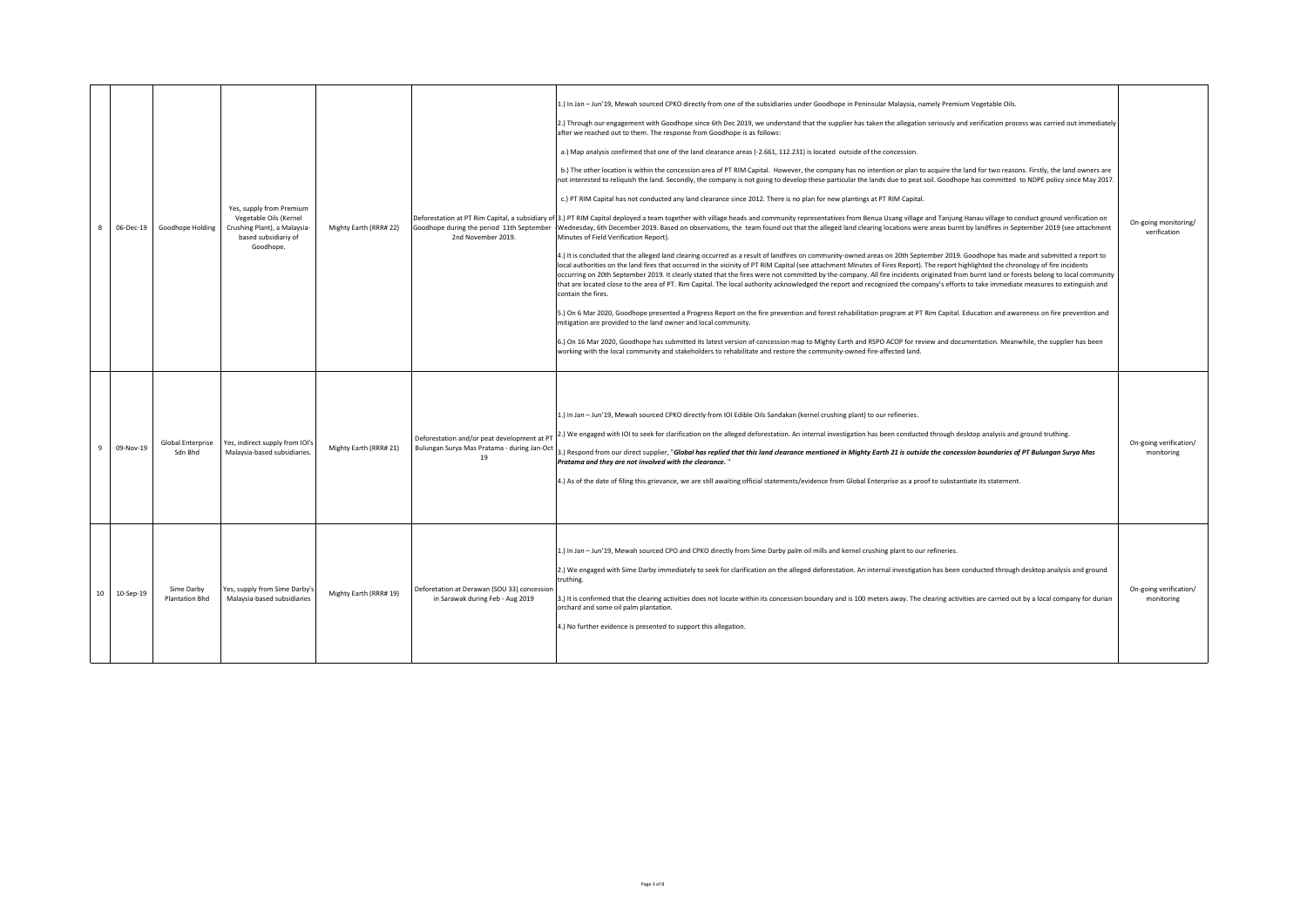| | | | | | | | |
|---|---|---|---|---|---|---|---|
| 8 | 06-Dec-19 | Goodhope Holding | Yes, supply from Premium Vegetable Oils (Kernel Crushing Plant), a Malaysia-based subsidiariy of Goodhope. | Mighty Earth (RRR# 22) | Deforestation at PT Rim Capital, a subsidiary of Goodhope during the period 11th September 2nd November 2019. | 1.) In Jan – Jun'19, Mewah sourced CPKO directly from one of the subsidiaries under Goodhope in Peninsular Malaysia, namely Premium Vegetable Oils.<br><br>2.) Through our engagement with Goodhope since 6th Dec 2019, we understand that the supplier has taken the allegation seriously and verification process was carried out immediately after we reached out to them. The response from Goodhope is as follows:<br><br>a.) Map analysis confirmed that one of the land clearance areas (-2.661, 112.231) is located outside of the concession.<br><br>b.) The other location is within the concession area of PT RIM Capital. However, the company has no intention or plan to acquire the land for two reasons. Firstly, the land owners are not interested to reliquish the land. Secondly, the company is not going to develop these particular the lands due to peat soil. Goodhope has committed to NDPE policy since May 2017.<br><br>c.) PT RIM Capital has not conducted any land clearance since 2012. There is no plan for new plantings at PT RIM Capital.<br><br>3.) PT RIM Capital deployed a team together with village heads and community representatives from Benua Usang village and Tanjung Hanau village to conduct ground verification on Wednesday, 6th December 2019. Based on observations, the team found out that the alleged land clearing locations were areas burnt by landfires in September 2019 (see attachment Minutes of Field Verification Report).<br><br>4.) It is concluded that the alleged land clearing occurred as a result of landfires on community-owned areas on 20th September 2019. Goodhope has made and submitted a report to local authorities on the land fires that occurred in the vicinity of PT RIM Capital (see attachment Minutes of Fires Report). The report highlighted the chronology of fire incidents occurring on 20th September 2019. It clearly stated that the fires were not committed by the company. All fire incidents originated from burnt land or forests belong to local community that are located close to the area of PT. Rim Capital. The local authority acknowledged the report and recognized the company's efforts to take immediate measures to extinguish and contain the fires.<br><br>5.) On 6 Mar 2020, Goodhope presented a Progress Report on the fire prevention and forest rehabilitation program at PT Rim Capital. Education and awareness on fire prevention and mitigation are provided to the land owner and local community.<br><br>6.) On 16 Mar 2020, Goodhope has submitted its latest version of concession map to Mighty Earth and RSPO ACOP for review and documentation. Meanwhile, the supplier has been working with the local community and stakeholders to rehabilitate and restore the community-owned fire-affected land. | On-going monitoring/ verification |
| 9 | 09-Nov-19 | Global Enterprise Sdn Bhd | Yes, indirect supply from IOI's Malaysia-based subsidiaries. | Mighty Earth (RRR# 21) | Deforestation and/or peat development at PT Bulungan Surya Mas Pratama - during Jan-Oct 19 | 1.) In Jan – Jun'19, Mewah sourced CPKO directly from IOI Edible Oils Sandakan (kernel crushing plant) to our refineries.<br><br>2.) We engaged with IOI to seek for clarification on the alleged deforestation. An internal investigation has been conducted through desktop analysis and ground truthing.<br><br>3.) Respond from our direct supplier, "***Global has replied that this land clearance mentioned in Mighty Earth 21 is outside the concession boundaries of PT Bulungan Surya Mas Pratama and they are not involved with the clearance.*** "<br><br>4.) As of the date of filing this grievance, we are still awaiting official statements/evidence from Global Enterprise as a proof to substantiate its statement. | On-going verification/ monitoring |
| 10 | 10-Sep-19 | Sime Darby Plantation Bhd | Yes, supply from Sime Darby's Malaysia-based subsidiaries | Mighty Earth (RRR# 19) | Deforetation at Derawan (SOU 33) concession in Sarawak during Feb - Aug 2019 | 1.) In Jan – Jun'19, Mewah sourced CPO and CPKO directly from Sime Darby palm oil mills and kernel crushing plant to our refineries.<br><br>2.) We engaged with Sime Darby immediately to seek for clarification on the alleged deforestation. An internal investigation has been conducted through desktop analysis and ground truthing.<br><br>3.) It is confirmed that the clearing activities does not locate within its concession boundary and is 100 meters away. The clearing activities are carried out by a local company for durian orchard and some oil palm plantation.<br><br>4.) No further evidence is presented to support this allegation. | On-going verification/ monitoring |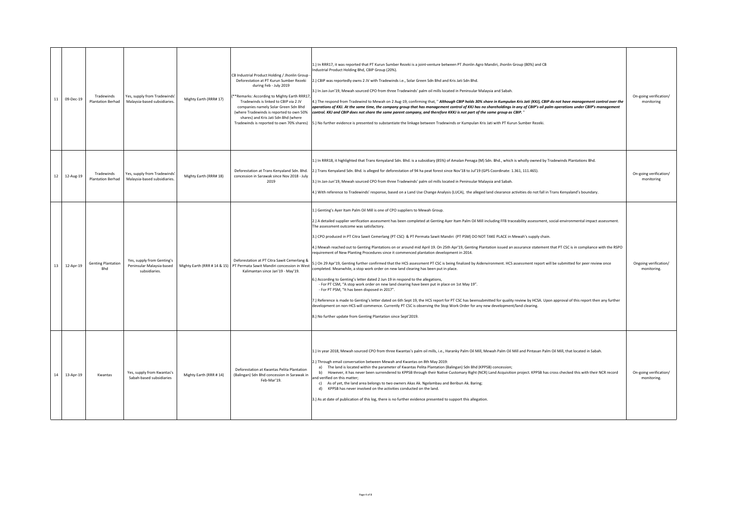| | | | | | | |
|---|---|---|---|---|---|---|
| 11 | 09-Dec-19 | Tradewinds Plantation Berhad | Yes, supply from Tradewinds' Malaysia-based subsidiaries. | Mighty Earth (RRR# 17) | CB Industrial Product Holding / Jhonlin Group - Deforestation at PT Kurun Sumber Rezeki during Feb - July 2019<br><br>(**Remarks: According to Mighty Earth RRR17, Tradewinds is linked to CBIP via 2 JV companies namely Solar Green Sdn Bhd (where Tradewinds is reported to own 50% shares) and Kris Jati Sdn Bhd (where Tradewinds is reported to own 70% shares) | 1.) In RRR17, it was reported that PT Kurun Sumber Rezeki is a joint-venture between PT Jhonlin Agro Mandiri, Jhonlin Group (80%) and CB Industrial Product Holding Bhd, CBIP Group (20%).<br><br>2.) CBIP was reportedly owns 2 JV with Tradewinds i.e., Solar Green Sdn Bhd and Kris Jati Sdn Bhd.<br><br>3.) In Jan-Jun'19, Mewah sourced CPO from three Tradewinds' palm oil mills located in Peninsular Malaysia and Sabah.<br><br>4.) The respond from Tradewind to Mewah on 2 Aug-19, confirming that, " ***Although CBIP holds 30% share in Kumpulan Kris Jati (KKJ), CBIP do not have management control over the operations of KKJ. At the same time, the company group that has management control of KKJ has no shareholdings in any of CBIP's oil palm operations under CBIP's management control. KKJ and CBIP does not share the same parent company, and therefore KKKJ is not part of the same group as CBIP.*** "<br><br>5.) No further evidence is presented to substantiate the linkage between Tradewinds or Kumpulan Kris Jati with PT Kurun Sumber Rezeki. | On-going verification/ monitoring |
| 12 | 12-Aug-19 | Tradewinds Plantation Berhad | Yes, supply from Tradewinds' Malaysia-based subsidiaries. | Mighty Earth (RRR# 18) | Deforestation at Trans Kenyaland Sdn. Bhd. concession in Sarawak since Nov 2018 - July 2019 | 1.) In RRR18, it highlighted that Trans Kenyaland Sdn. Bhd. is a subsidiary (85%) of Amalan Penaga (M) Sdn. Bhd., which is wholly owned by Tradewinds Plantations Bhd.<br><br>2.) Trans Kenyaland Sdn. Bhd. is alleged for deforestation of 94 ha peat forest since Nov'18 to Jul'19 (GPS Coordinate: 1.361, 111.465).<br><br>3.) In Jan-Jun'19, Mewah sourced CPO from three Tradewinds' palm oil mills located in Peninsular Malaysia and Sabah.<br><br>4.) With reference to Tradewinds' response, based on a Land Use Change Analysis (LUCA), the alleged land clearance activities do not fall in Trans Kenyaland's boundary. | On-going verification/ monitoring |
| 13 | 12-Apr-19 | Genting Plantation Bhd | Yes, supply from Genting's Peninsular Malaysia-based subsidiaries. | Mighty Earth (RRR # 14 & 15) | Deforestation at PT Citra Sawit Cemerlang & PT Permata Sawit Mandiri concession in West Kalimantan since Jan'19 - May'19. | 1.) Genting's Ayer Itam Palm Oil Mill is one of CPO suppliers to Mewah Group.<br><br>2.) A detailed supplier verification assessment has been completed at Genting Ayer Itam Palm Oil Mill including FFB traceability assessment, social-environmental impact assessment. The assessment outcome was satisfactory.<br><br>3.) CPO produced in PT Citra Sawit Cemerlang (PT CSC) & PT Permata Sawit Mandiri (PT PSM) DO NOT TAKE PLACE in Mewah's supply chain.<br><br>4.) Mewah reached out to Genting Plantations on or around mid April 19. On 25th Apr'19, Genting Plantation issued an assurance statement that PT CSC is in compliance with the RSPO requirement of New Planting Procedures since it commenced plantation development in 2014.<br><br>5.) On 29 Apr'19, Genting further confirmed that the HCS assessment PT CSC is being finalized by Aidenvironment. HCS assessment report will be submitted for peer review once completed. Meanwhile, a stop work order on new land clearing has been put in place.<br><br>6.) According to Genting's letter dated 2 Jun 19 in respond to the allegations,<br>- For PT CSM, "A stop work order on new land clearing have been put in place on 1st May 19".<br>- For PT PSM, "It has been disposed in 2017".<br><br>7.) Reference is made to Genting's letter dated on 6th Sept 19, the HCS report for PT CSC has beensubmitted for quality review by HCSA. Upon approval of this report then any further development on non-HCS will commence. Currently PT CSC is observing the Stop Work Order for any new development/land clearing.<br><br>8.) No further update from Genting Plantation since Sept'2019. | Ongoing verification/ monitoring. |
| 14 | 13-Apr-19 | Kwantas | Yes, supply from Kwantas's Sabah-based subsidiaries | Mighty Earth (RRR # 14) | Deforestation at Kwantas Pelita Plantation (Balingan) Sdn Bhd concession in Sarawak in Feb-Mar'19. | 1.) In year 2018, Mewah sourced CPO from three Kwantas's palm oil mills, i.e., Haranky Palm Oil Mill, Mewah Palm Oil Mill and Pintasan Palm Oil Mill, that located in Sabah.<br><br>2.) Through email conversation between Mewah and Kwantas on 8th May 2019:<br>a) The land is located within the parameter of Kwantas Pelita Plantation (Balingan) Sdn Bhd (KPPSB) concession;<br>b) However, it has never been surrendered to KPPSB through their Native Customary Right (NCR) Land Acquisition project. KPPSB has cross checked this with their NCR record and verified on this matter;<br>c) As of yet, the land area belongs to two owners Akas Ak. Ngelambau and Beribun Ak. Baring;<br>d) KPPSB has never involved on the activities conducted on the land.<br><br>3.) As at date of publication of this log, there is no further evidence presented to support this allegation. | On-going verification/ monitoring. |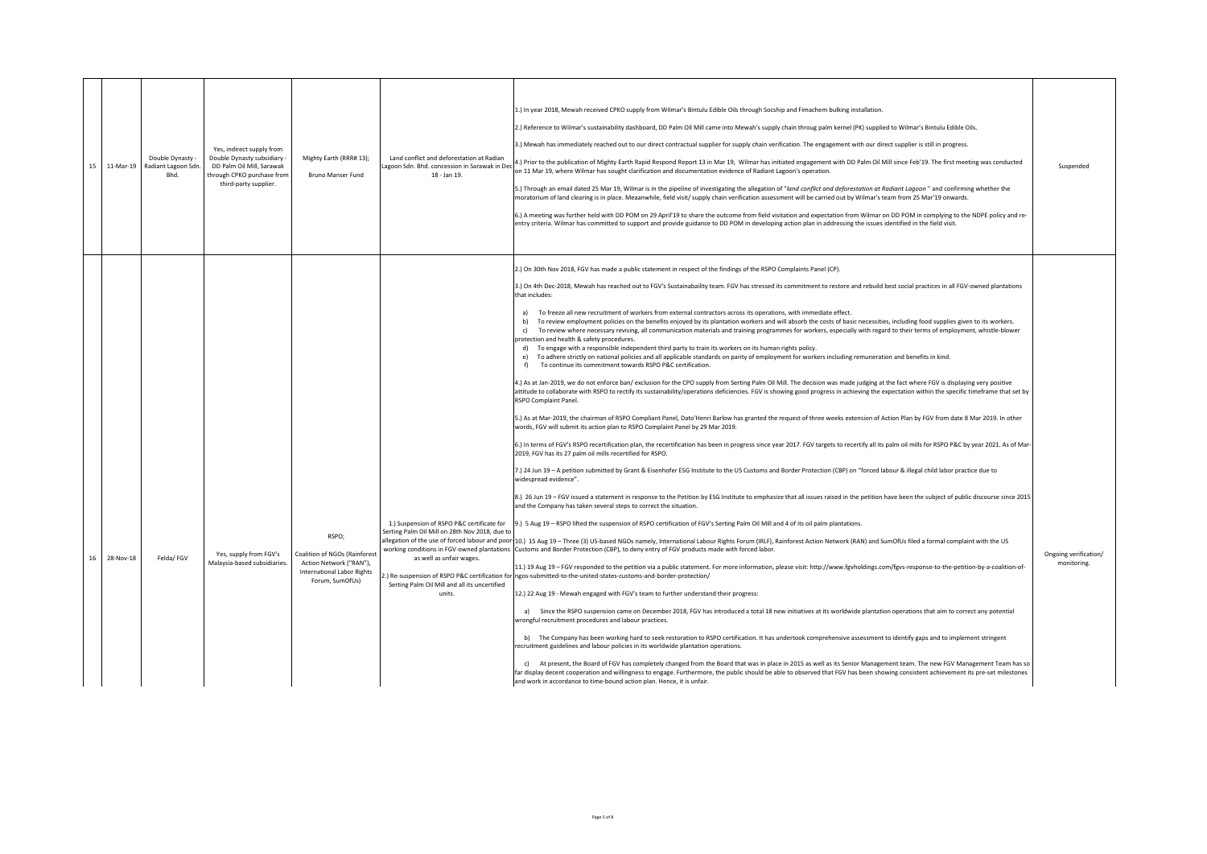| | | | | | | | |
|---|---|---|---|---|---|---|---|
| 15 | 11-Mar-19 | Double Dynasty - Radiant Lagoon Sdn. Bhd. | Yes, indirect supply from Double Dynasty subsidiary - DD Palm Oil Mill, Sarawak through CPKO purchase from third-party supplier. | Mighty Earth (RRR# 13); Bruno Manser Fund | Land conflict and deforestation at Radian Lagoon Sdn. Bhd. concession in Sarawak in Dec 18 - Jan 19. | 1.) In year 2018, Mewah received CPKO supply from Wilmar's Bintulu Edible Oils through Socship and Fimachem bulking installation.<br><br>2.) Reference to Wilmar's sustainability dashboard, DD Palm Oil Mill came into Mewah's supply chain throug palm kernel (PK) supplied to Wilmar's Bintulu Edible Oils.<br><br>3.) Mewah has immediately reached out to our direct contractual supplier for supply chain verification. The engagement with our direct supplier is still in progress.<br><br>4.) Prior to the publication of Mighty Earth Rapid Respond Report 13 in Mar 19, Wilmar has initiated engagement with DD Palm Oil Mill since Feb'19. The first meeting was conducted on 11 Mar 19, where Wilmar has sought clarification and documentation evidence of Radiant Lagoon's operation.<br><br>5.) Through an email dated 25 Mar 19, Wilmar is in the pipeline of investigating the allegation of "*land conflict and deforestation at Radiant Lagoon*" and confirming whether the moratorium of land clearing is in place. Meaanwhile, field visit/ supply chain verification assessment will be carried out by Wilmar's team from 25 Mar'19 onwards.<br><br>6.) A meeting was further held with DD POM on 29 April'19 to share the outcome from field visitation and expectation from Wilmar on DD POM in complying to the NDPE policy and re-entry criteria. Wilmar has committed to support and provide guidance to DD POM in developing action plan in addressing the issues identified in the field visit. | Suspended |
| 16 | 28-Nov-18 | Felda/ FGV | Yes, supply from FGV's Malaysia-based subsidiaries. | RSPO;<br><br>Coalition of NGOs (Rainforest Action Network ("RAN"), International Labor Rights Forum, SumOfUs) | 1.) Suspension of RSPO P&C certificate for Serting Palm Oil Mill on 28th Nov 2018, due to allegation of the use of forced labour and poor working conditions in FGV-owned plantations as well as unfair wages.<br><br>2.) Re-suspension of RSPO P&C certification for Serting Palm Oil Mill and all its uncertified units. | 2.) On 30th Nov 2018, FGV has made a public statement in respect of the findings of the RSPO Complaints Panel (CP).<br><br>3.) On 4th Dec-2018, Mewah has reached out to FGV's Sustainability team. FGV has stressed its commitment to restore and rebuild best social practices in all FGV-owned plantations that includes:<br><br>a) To freeze all new recruitment of workers from external contractors across its operations, with immediate effect.<br>b) To review employment policies on the benefits enjoyed by its plantation workers and will absorb the costs of basic necessities, including food supplies given to its workers.<br>c) To review where necessary revising, all communication materials and training programmes for workers, especially with regard to their terms of employment, whistle-blower protection and health & safety procedures.<br>d) To engage with a responsible independent third party to train its workers on its human rights policy.<br>e) To adhere strictly on national policies and all applicable standards on parity of employment for workers including remuneration and benefits in kind.<br>f) To continue its commitment towards RSPO P&C certification.<br><br>4.) As at Jan-2019, we do not enforce ban/ exclusion for the CPO supply from Serting Palm Oil Mill. The decision was made judging at the fact where FGV is displaying very positive attitude to collaborate with RSPO to rectify its sustainability/operations deficiencies. FGV is showing good progress in achieving the expectation within the specific timeframe that set by RSPO Complaint Panel.<br><br>5.) As at Mar-2019, the chairman of RSPO Compliant Panel, Dato'Henri Barlow has granted the request of three weeks extension of Action Plan by FGV from date 8 Mar 2019. In other words, FGV will submit its action plan to RSPO Complaint Panel by 29 Mar 2019.<br><br>6.) In terms of FGV's RSPO recertification plan, the recertification has been in progress since year 2017. FGV targets to recertify all its palm oil mills for RSPO P&C by year 2021. As of Mar-2019, FGV has its 27 palm oil mills recertified for RSPO.<br><br>7.) 24 Jun 19 – A petition submitted by Grant & Eisenhofer ESG Institute to the US Customs and Border Protection (CBP) on "forced labour & illegal child labor practice due to widespread evidence".<br><br>8.) 26 Jun 19 – FGV issued a statement in response to the Petition by ESG Institute to emphasize that all issues raised in the petition have been the subject of public discourse since 2015 and the Company has taken several steps to correct the situation.<br><br>9.) 5 Aug 19 – RSPO lifted the suspension of RSPO certification of FGV's Serting Palm Oil Mill and 4 of its oil palm plantations.<br><br>10.) 15 Aug 19 – Three (3) US-based NGOs namely, International Labour Rights Forum (IRLF), Rainforest Action Network (RAN) and SumOfUs filed a formal complaint with the US Customs and Border Protection (CBP), to deny entry of FGV products made with forced labor.<br><br>11.) 19 Aug 19 – FGV responded to the petition via a public statement. For more information, please visit: http://www.fgvholdings.com/fgvs-response-to-the-petition-by-a-coalition-of-ngos-submitted-to-the-united-states-customs-and-border-protection/<br><br>12.) 22 Aug 19 - Mewah engaged with FGV's team to further understand their progress:<br><br>a) Since the RSPO suspension came on December 2018, FGV has introduced a total 18 new initiatives at its worldwide plantation operations that aim to correct any potential wrongful recruitment procedures and labour practices.<br><br>b) The Company has been working hard to seek restoration to RSPO certification. It has undertook comprehensive assessment to identify gaps and to implement stringent recruitment guidelines and labour policies in its worldwide plantation operations.<br><br>c) At present, the Board of FGV has completely changed from the Board that was in place in 2015 as well as its Senior Management team. The new FGV Management Team has so far display decent cooperation and willingness to engage. Furthermore, the public should be able to observed that FGV has been showing consistent achievement its pre-set milestones and work in accordance to time-bound action plan. Hence, it is unfair. | Ongoing verification/ monitoring. |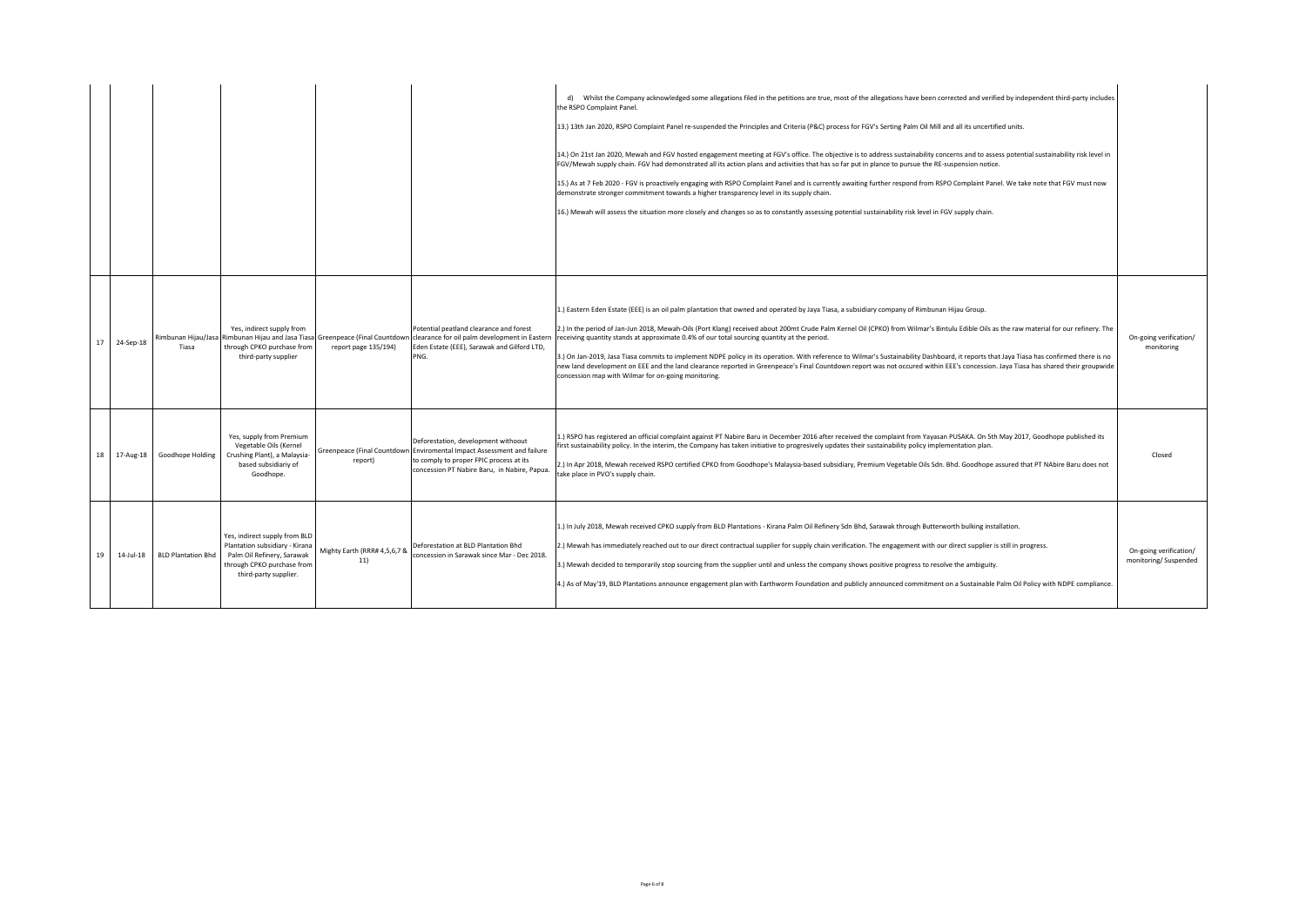| | | | | | | | |
|---|---|---|---|---|---|---|---|
| | | | | | | d) Whilst the Company acknowledged some allegations filed in the petitions are true, most of the allegations have been corrected and verified by independent third-party includes the RSPO Complaint Panel.<br><br>13.) 13th Jan 2020, RSPO Complaint Panel re-suspended the Principles and Criteria (P&C) process for FGV's Serting Palm Oil Mill and all its uncertified units.<br><br>14.) On 21st Jan 2020, Mewah and FGV hosted engagement meeting at FGV's office. The objective is to address sustainability concerns and to assess potential sustainability risk level in FGV/Mewah supply chain. FGV had demonstrated all its action plans and activities that has so far put in plance to pursue the RE-suspension notice.<br><br>15.) As at 7 Feb 2020 - FGV is proactively engaging with RSPO Complaint Panel and is currently awaiting further respond from RSPO Complaint Panel. We take note that FGV must now demonstrate stronger commitment towards a higher transparency level in its supply chain.<br><br>16.) Mewah will assess the situation more closely and changes so as to constantly assessing potential sustainability risk level in FGV supply chain. | |
| 17 | 24-Sep-18 | Rimbunan Hijau/Jasa Tiasa | Yes, indirect supply from Rimbunan Hijau and Jasa Tiasa through CPKO purchase from third-party supplier | Greenpeace (Final Countdown report page 135/194) | Potential peatland clearance and forest clearance for oil palm development in Eastern Eden Estate (EEE), Sarawak and Gilford LTD, PNG. | 1.) Eastern Eden Estate (EEE) is an oil palm plantation that owned and operated by Jaya Tiasa, a subsidiary company of Rimbunan Hijau Group.<br><br>2.) In the period of Jan-Jun 2018, Mewah-Oils (Port Klang) received about 200mt Crude Palm Kernel Oil (CPKO) from Wilmar's Bintulu Edible Oils as the raw material for our refinery. The receiving quantity stands at approximate 0.4% of our total sourcing quantity at the period.<br><br>3.) On Jan-2019, Jasa Tiasa commits to implement NDPE policy in its operation. With reference to Wilmar's Sustainability Dashboard, it reports that Jaya Tiasa has confirmed there is no new land development on EEE and the land clearance reported in Greenpeace's Final Countdown report was not occured within EEE's concession. Jaya Tiasa has shared their groupwide concession map with Wilmar for on-going monitoring. | On-going verification/ monitoring |
| 18 | 17-Aug-18 | Goodhope Holding | Yes, supply from Premium Vegetable Oils (Kernel Crushing Plant), a Malaysia-based subsidiariy of Goodhope. | Greenpeace (Final Countdown report) | Deforestation, development withoout Enviromental Impact Assessment and failure to comply to proper FPIC process at its concession PT Nabire Baru, in Nabire, Papua. | 1.) RSPO has registered an official complaint against PT Nabire Baru in December 2016 after received the complaint from Yayasan PUSAKA. On 5th May 2017, Goodhope published its first sustainability policy. In the interim, the Company has taken initiative to progresively updates their sustainability policy implementation plan.<br><br>2.) In Apr 2018, Mewah received RSPO certified CPKO from Goodhope's Malaysia-based subsidiary, Premium Vegetable Oils Sdn. Bhd. Goodhope assured that PT NAbire Baru does not take place in PVO's supply chain. | Closed |
| 19 | 14-Jul-18 | BLD Plantation Bhd | Yes, indirect supply from BLD Plantation subsidiary - Kirana Palm Oil Refinery, Sarawak through CPKO purchase from third-party supplier. | Mighty Earth (RRR# 4,5,6,7 & 11) | Deforestation at BLD Plantation Bhd concession in Sarawak since Mar - Dec 2018. | 1.) In July 2018, Mewah received CPKO supply from BLD Plantations - Kirana Palm Oil Refinery Sdn Bhd, Sarawak through Butterworth bulking installation.<br><br>2.) Mewah has immediately reached out to our direct contractual supplier for supply chain verification. The engagement with our direct supplier is still in progress.<br><br>3.) Mewah decided to temporarily stop sourcing from the supplier until and unless the company shows positive progress to resolve the ambiguity.<br><br>4.) As of May'19, BLD Plantations announce engagement plan with Earthworm Foundation and publicly announced commitment on a Sustainable Palm Oil Policy with NDPE compliance. | On-going verification/ monitoring/ Suspended |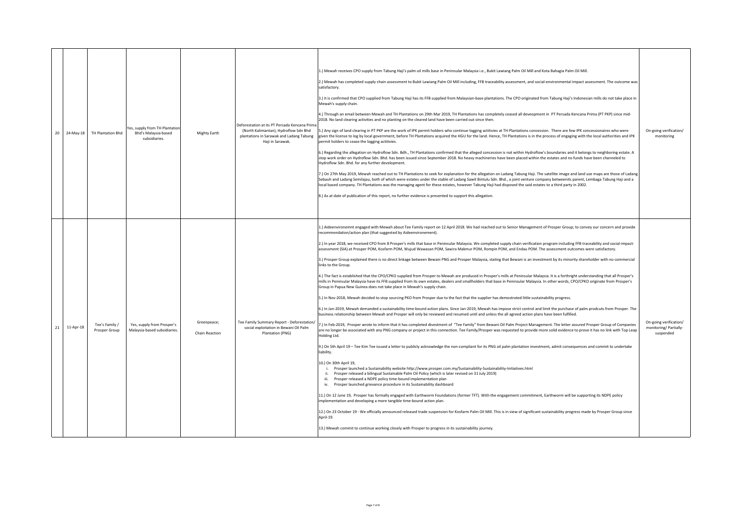| | | | | | | | |
|---|---|---|---|---|---|---|---|
| 20 | 24-May-18 | TH Plantation Bhd | Yes, supply from TH Plantation Bhd's Malaysia-based subsidiaries. | Mighty Earth | Deforestation at its PT Persada Kencana Prima (North Kalimantan), Hydroflow Sdn Bhd plantations in Sarawak and Ladang Tabung Haji in Sarawak. | 1.) Mewah receives CPO supply from Tabung Haji's palm oil mills base in Peninsular Malaysia i.e., Bukit Lawiang Palm Oil Mill and Kota Bahagia Palm Oil Mill.<br><br>2.) Mewah has completed supply chain assessment to Bukit Lawiang Palm Oil Mill including, FFB traceability assessment, and social-environmental impact assessment. The outcome was satisfactory.<br><br>3.) It is confirmed that CPO supplied from Tabung Haji has its FFB supplied from Malaysian-base plantations. The CPO originated from Tabung Haji's Indonesian mills do not take place in Mewah's supply chain.<br><br>4.) Through an email between Mewah and TH Plantations on 29th Mar 2019, TH Plantations has completely ceased all deveopment in PT Persada Kencana Prima (PT PKP) since mid-2018. No land clearing activities and no planting on the cleared land have been carried out since then.<br><br>5.) Any sign of land clearing in PT PKP are the work of IPK permit holders who continue logging actitivies at TH Plantations concession. There are few IPK concessionaires who were given the license to log by local government, before TH Plantations acquired the HGU for the land. Hence, TH Plantations is in the process of engaging with the local authorities and IPK permit holders to cease the logging actitivies.<br><br>6.) Regarding the allegation on Hydroflow Sdn. Bdh., TH Plantations confirmed that the alleged concession is not within Hydroflow's boundaries and it belongs to neighboring estate. A stop work order on Hydroflow Sdn. Bhd. has been issued since September 2018. No heavy machineries have been placed within the estates and no funds have been channeled to Hydroflow Sdn. Bhd. for any further development.<br><br>7.) On 27th May 2019, Mewah reached out to TH Plantations to seek for explanation for the allegation on Ladang Tabung Haji. The satellite image and land use maps are those of Ladang Sebauh and Ladang Semilajau, both of which were estates under the stable of Ladang Sawit Bintulu Sdn. Bhd., a joint venture company betweenits parent, Lembaga Tabung Haji and a local based company. TH Plantations was the managing agent for these estates, however Tabung Haji had disposed the said estates to a third party in 2002.<br><br>8.) As at date of publication of this report, no further evidence is presented to support this allegation. | On-going verification/ monitoring |
| 21 | 11-Apr-18 | Tee's Family / Prosper Group | Yes, supply from Prosper's Malaysia-based subsidiaries. | Greenpeace; Chain Reaction | Tee Family Summary Report - Deforestation/ social exploitation in Bewani Oil Palm Plantation (PNG) | 1.) Aideenvironemnt engaged with Mewah about Tee Family report on 12 April 2018. We had reached out to Senior Management of Prosper Group; to convey our concern and provide recommendation/action plan (that suggested by Aideenvironement).<br><br>2.) In year 2018, we received CPO from 8 Prosper's mills that base in Peninsular Malaysia. We completed supply chain verification program including FFB traceability and social-impact-assessment (SIA) at Prosper POM, Kosfarm POM, Wujud Wawasan POM, Sawira Makmur POM, Rompin POM, and Endau POM. The assessment outcomes were satisfactory.<br><br>3.) Prosper Group explained there is no direct linkage between Bewani PNG and Prosper Malaysia, stating that Bewani is an investment by its minority shareholder with no commercial links to the Group.<br><br>4.) The fact is established that the CPO/CPKO supplied from Prosper to Mewah are produced in Prosper's mills at Peninsular Malaysia. It is a forthright understanding that all Prosper's mills in Peninsular Malaysia have its FFB supplied from its own estates, dealers and smallholders that base in Peninsular Malaysia. In other words, CPO/CPKO originate from Prosper's Group in Papua New Guinea does not take place in Mewah's supply chain.<br><br>5.) In Nov-2018, Mewah decided to stop sourcing PKO from Prosper due to the fact that the supplier has demostrated little sustainability progress.<br><br>6.) In Jan-2019, Mewah demanded a sustainability time-bound action plans. Since Jan-2019, Mewah has impose strict control and limit the purchase of palm prodcuts from Prosper. The business relationship between Mewah and Prosper will only be reviewed and resumed until and unless the all agreed action plans have been fulfilled.<br><br>7.) In Feb-2019, Prosper wrote to inform that it has completed divestment of "Tee Family" from Bewani Oil Palm Project Management. The letter assured Prosper Group of Companies are no longer be associated with any PNG company or project in this connection. Tee Family/Prosper was requested to provide more solid evidence to prove it has no link with Top Leap Holding Ltd.<br><br>9.) On 5th April 19 – Tee Kim Tee issued a letter to publicly acknowledge the non-compliant for its PNG oil palm plantation investment, admit consequences and commit to undertake liability.<br><br>10.) On 30th April 19,<br>i. Prosper launched a Sustainability website http://www.prosper.com.my/Sustainability-Sustainability-Initiatives.html<br>ii. Prosper released a bilingual Sustainable Palm Oil Policy (which is later revised on 31 July 2019)<br>iii. Prosper released a NDPE policy time-bound implementation plan<br>iv. Prosper launched grievance procedure in its Sustainability dashboard<br><br>11.) On 12 June 19, Prosper has formally engaged with Earthworm Foundations (former TFT). With the engagement commitment, Earthworm will be supporting its NDPE policy implementation and developing a more tangible time-bound action plan.<br><br>12.) On 23 October 19 - We officially announced released trade suspension for Kosfarm Palm Oil Mill. This is in view of significant sustainability progress made by Prosper Group since April-19.<br><br>13.) Mewah commit to continue working closely with Prosper to progress in its sustainability journey. | On-going verification/ monitoring/ Partially-suspended |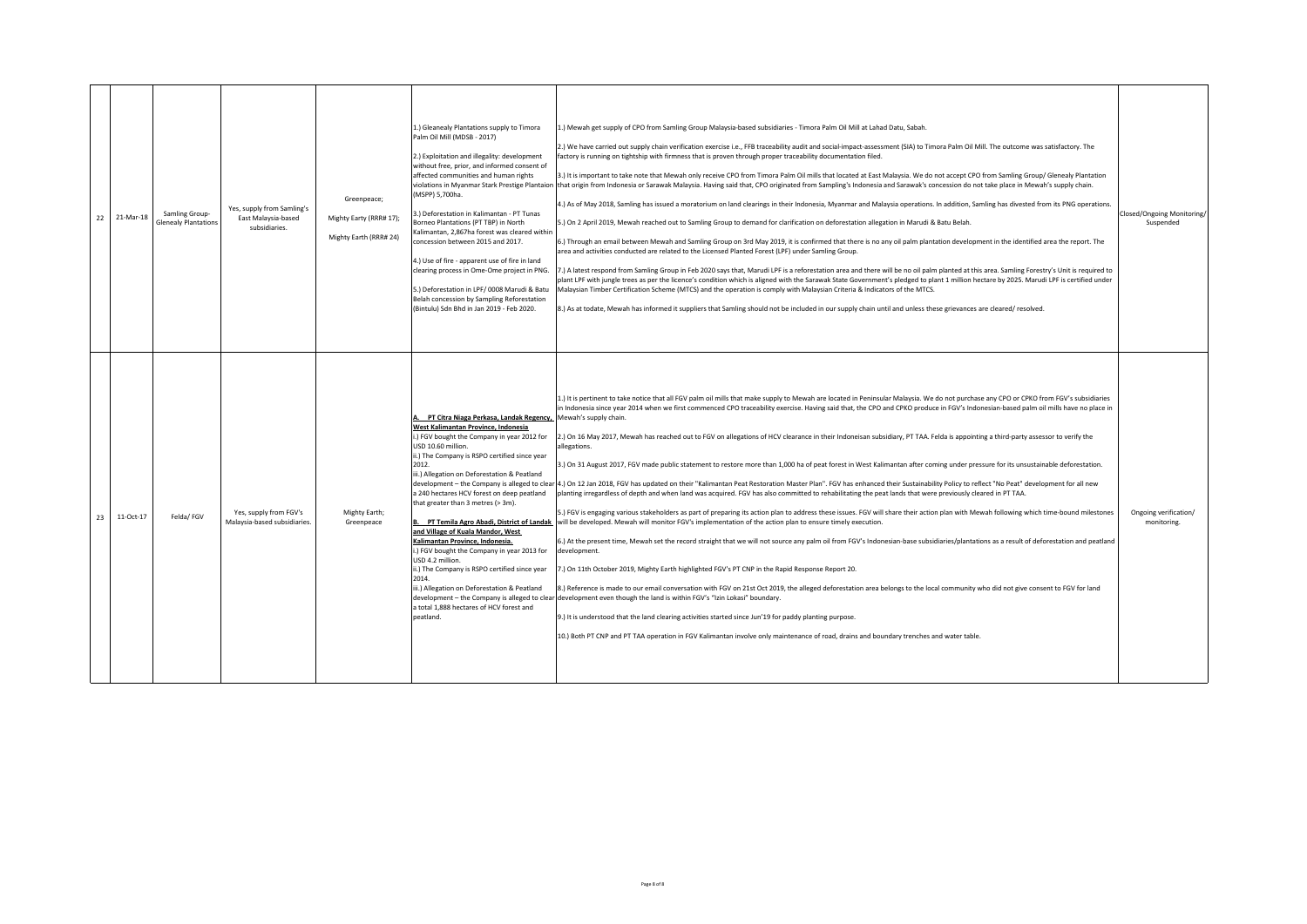| | | | | | | | |
|---|---|---|---|---|---|---|---|
| 22 | 21-Mar-18 | Samling Group-Glenealy Plantations | Yes, supply from Samling's East Malaysia-based subsidiaries. | Greenpeace;<br><br>Mighty Earty (RRR# 17);<br><br>Mighty Earth (RRR# 24) | 1.) Gleanealy Plantations supply to Timora Palm Oil Mill (MDSB - 2017)<br><br>2.) Exploitation and illegality: development without free, prior, and informed consent of affected communities and human rights violations in Myanmar Stark Prestige Plantaion (MSPP) 5,700ha.<br><br>3.) Deforestation in Kalimantan - PT Tunas Borneo Plantations (PT TBP) in North Kalimantan, 2,867ha forest was cleared within concession between 2015 and 2017.<br><br>4.) Use of fire - apparent use of fire in land clearing process in Ome-Ome project in PNG.<br><br>5.) Deforestation in LPF/ 0008 Marudi & Batu Belah concession by Sampling Reforestation (Bintulu) Sdn Bhd in Jan 2019 - Feb 2020. | 1.) Mewah get supply of CPO from Samling Group Malaysia-based subsidiaries - Timora Palm Oil Mill at Lahad Datu, Sabah.<br><br>2.) We have carried out supply chain verification exercise i.e., FFB traceability audit and social-impact-assessment (SIA) to Timora Palm Oil Mill. The outcome was satisfactory. The factory is running on tightship with firmness that is proven through proper traceability documentation filed.<br><br>3.) It is important to take note that Mewah only receive CPO from Timora Palm Oil mills that located at East Malaysia. We do not accept CPO from Samling Group/ Glenealy Plantation that origin from Indonesia or Sarawak Malaysia. Having said that, CPO originated from Sampling's Indonesia and Sarawak's concession do not take place in Mewah's supply chain.<br><br>4.) As of May 2018, Samling has issued a moratorium on land clearings in their Indonesia, Myanmar and Malaysia operations. In addition, Samling has divested from its PNG operations.<br><br>5.) On 2 April 2019, Mewah reached out to Samling Group to demand for clarification on deforestation allegation in Marudi & Batu Belah.<br><br>6.) Through an email between Mewah and Samling Group on 3rd May 2019, it is confirmed that there is no any oil palm plantation development in the identified area the report. The area and activities conducted are related to the Licensed Planted Forest (LPF) under Samling Group.<br><br>7.) A latest respond from Samling Group in Feb 2020 says that, Marudi LPF is a reforestation area and there will be no oil palm planted at this area. Samling Forestry's Unit is required to plant LPF with jungle trees as per the licence's condition which is aligned with the Sarawak State Government's pledged to plant 1 million hectare by 2025. Marudi LPF is certified under Malaysian Timber Certification Scheme (MTCS) and the operation is comply with Malaysian Criteria & Indicators of the MTCS.<br><br>8.) As at todate, Mewah has informed it suppliers that Samling should not be included in our supply chain until and unless these grievances are cleared/ resolved. | Closed/Ongoing Monitoring/ Suspended |
| 23 | 11-Oct-17 | Felda/ FGV | Yes, supply from FGV's Malaysia-based subsidiaries. | Mighty Earth; Greenpeace | **A. PT Citra Niaga Perkasa, Landak Regency, West Kalimantan Province, Indonesia**<br>i.) FGV bought the Company in year 2012 for USD 10.60 million.<br>ii.) The Company is RSPO certified since year 2012.<br>iii.) Allegation on Deforestation & Peatland development – the Company is alleged to clear a 240 hectares HCV forest on deep peatland that greater than 3 metres (> 3m).<br><br>**B. PT Temila Agro Abadi, District of Landak and Village of Kuala Mandor, West Kalimantan Province, Indonesia.**<br>i.) FGV bought the Company in year 2013 for USD 4.2 million.<br>ii.) The Company is RSPO certified since year 2014.<br>iii.) Allegation on Deforestation & Peatland development – the Company is alleged to clear a total 1,888 hectares of HCV forest and peatland. | 1.) It is pertinent to take notice that all FGV palm oil mills that make supply to Mewah are located in Peninsular Malaysia. We do not purchase any CPO or CPKO from FGV's subsidiaries in Indonesia since year 2014 when we first commenced CPO traceability exercise. Having said that, the CPO and CPKO produce in FGV's Indonesian-based palm oil mills have no place in Mewah's supply chain.<br><br>2.) On 16 May 2017, Mewah has reached out to FGV on allegations of HCV clearance in their Indoneisan subsidiary, PT TAA. Felda is appointing a third-party assessor to verify the allegations.<br><br>3.) On 31 August 2017, FGV made public statement to restore more than 1,000 ha of peat forest in West Kalimantan after coming under pressure for its unsustainable deforestation.<br><br>4.) On 12 Jan 2018, FGV has updated on their "Kalimantan Peat Restoration Master Plan". FGV has enhanced their Sustainability Policy to reflect "No Peat" development for all new planting irregardless of depth and when land was acquired. FGV has also committed to rehabilitating the peat lands that were previously cleared in PT TAA.<br><br>5.) FGV is engaging various stakeholders as part of preparing its action plan to address these issues. FGV will share their action plan with Mewah following which time-bound milestones will be developed. Mewah will monitor FGV's implementation of the action plan to ensure timely execution.<br><br>6.) At the present time, Mewah set the record straight that we will not source any palm oil from FGV's Indonesian-base subsidiaries/plantations as a result of deforestation and peatland development.<br><br>7.) On 11th October 2019, Mighty Earth highlighted FGV's PT CNP in the Rapid Response Report 20.<br><br>8.) Reference is made to our email conversation with FGV on 21st Oct 2019, the alleged deforestation area belongs to the local community who did not give consent to FGV for land development even though the land is within FGV's "Izin Lokasi" boundary.<br><br>9.) It is understood that the land clearing activities started since Jun'19 for paddy planting purpose.<br><br>10.) Both PT CNP and PT TAA operation in FGV Kalimantan involve only maintenance of road, drains and boundary trenches and water table. | Ongoing verification/ monitoring. |